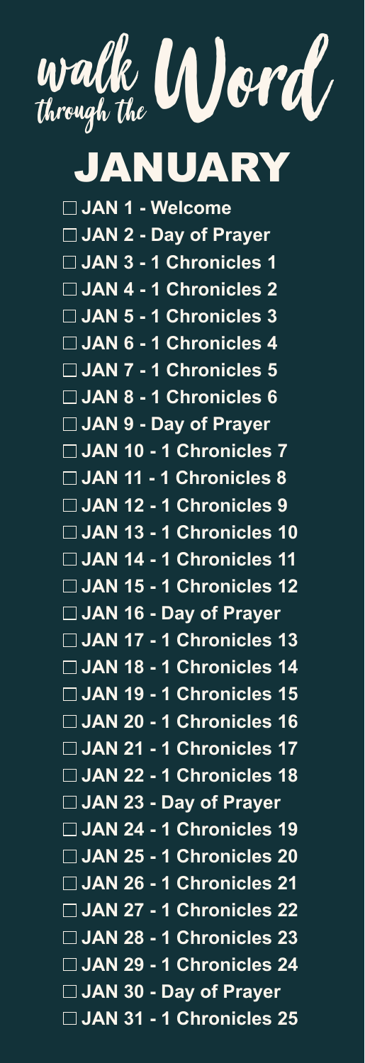# walk through the Word

## JANUARY

- ☐ **JAN 1 - Welcome**
- ☐ **JAN 2 - Day of Prayer**
- ☐ **JAN 3 - 1 Chronicles 1**
- ☐ **JAN 4 - 1 Chronicles 2**
- ☐ **JAN 5 - 1 Chronicles 3**
- ☐ **JAN 6 - 1 Chronicles 4**
- ☐ **JAN 7 - 1 Chronicles 5**
- ☐ **JAN 8 - 1 Chronicles 6**
- ☐ **JAN 9 - Day of Prayer**
- ☐ **JAN 10 - 1 Chronicles 7**
- ☐ **JAN 11 - 1 Chronicles 8**
- ☐ **JAN 12 - 1 Chronicles 9**
- ☐ **JAN 13 - 1 Chronicles 10**
- ☐ **JAN 14 - 1 Chronicles 11**
- ☐ **JAN 15 - 1 Chronicles 12**
- ☐ **JAN 16 - Day of Prayer**
- ☐ **JAN 17 - 1 Chronicles 13**
- ☐ **JAN 18 - 1 Chronicles 14**
- ☐ **JAN 19 - 1 Chronicles 15**
- ☐ **JAN 20 - 1 Chronicles 16**
- ☐ **JAN 21 - 1 Chronicles 17**
- ☐ **JAN 22 - 1 Chronicles 18**
- ☐ **JAN 23 - Day of Prayer**
- ☐ **JAN 24 - 1 Chronicles 19**
- ☐ **JAN 25 - 1 Chronicles 20**
- ☐ **JAN 26 - 1 Chronicles 21**
- ☐ **JAN 27 - 1 Chronicles 22**
- ☐ **JAN 28 - 1 Chronicles 23**
- ☐ **JAN 29 - 1 Chronicles 24**
- ☐ **JAN 30 - Day of Prayer**
- ☐ **JAN 31 - 1 Chronicles 25**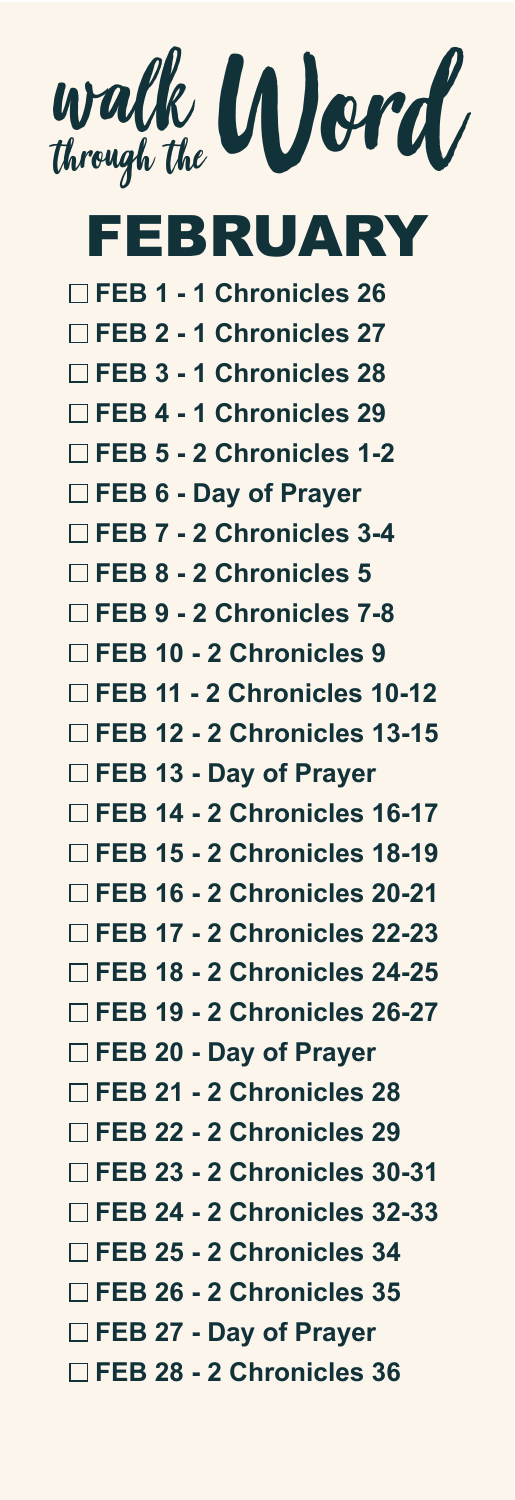walk through the Word

# FEBRUARY

- ☐ FEB 1 - 1 Chronicles 26
- ☐ FEB 2 - 1 Chronicles 27
- ☐ FEB 3 - 1 Chronicles 28
- ☐ FEB 4 - 1 Chronicles 29
- ☐ FEB 5 - 2 Chronicles 1-2
- ☐ FEB 6 - Day of Prayer
- ☐ FEB 7 - 2 Chronicles 3-4
- ☐ FEB 8 - 2 Chronicles 5
- ☐ FEB 9 - 2 Chronicles 7-8
- ☐ FEB 10 - 2 Chronicles 9
- ☐ FEB 11 - 2 Chronicles 10-12
- ☐ FEB 12 - 2 Chronicles 13-15
- ☐ FEB 13 - Day of Prayer
- ☐ FEB 14 - 2 Chronicles 16-17
- ☐ FEB 15 - 2 Chronicles 18-19
- ☐ FEB 16 - 2 Chronicles 20-21
- ☐ FEB 17 - 2 Chronicles 22-23
- ☐ FEB 18 - 2 Chronicles 24-25
- ☐ FEB 19 - 2 Chronicles 26-27
- ☐ FEB 20 - Day of Prayer
- ☐ FEB 21 - 2 Chronicles 28
- ☐ FEB 22 - 2 Chronicles 29
- ☐ FEB 23 - 2 Chronicles 30-31
- ☐ FEB 24 - 2 Chronicles 32-33
- ☐ FEB 25 - 2 Chronicles 34
- ☐ FEB 26 - 2 Chronicles 35
- ☐ FEB 27 - Day of Prayer
- ☐ FEB 28 - 2 Chronicles 36